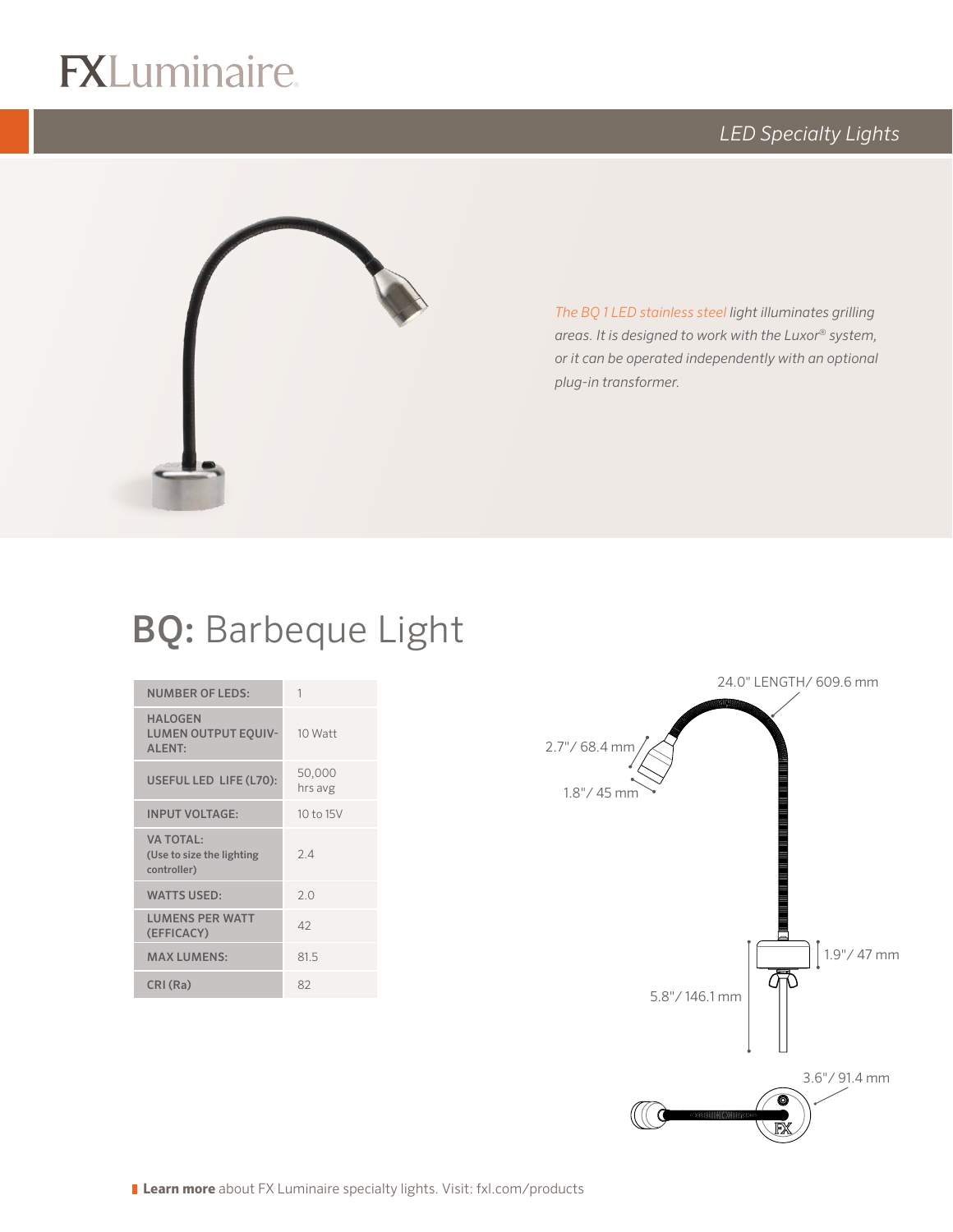FXLuminaire

*LED Specialty Lights*

*The BQ 1 LED stainless steel light illuminates grilling areas. It is designed to work with the Luxor® system, or it can be operated independently with an optional plug-in transformer.*

# BQ: Barbeque Light

| | |
|---|---|
| NUMBER OF LEDS: | 1 |
| HALOGEN LUMEN OUTPUT EQUIVALENT: | 10 Watt |
| USEFUL LED LIFE (L70): | 50,000 hrs avg |
| INPUT VOLTAGE: | 10 to 15V |
| VA TOTAL: (Use to size the lighting controller) | 2.4 |
| WATTS USED: | 2.0 |
| LUMENS PER WATT (EFFICACY) | 42 |
| MAX LUMENS: | 81.5 |
| CRI (Ra) | 82 |

24.0" LENGTH/ 609.6 mm

2.7"/ 68.4 mm

1.8"/ 45 mm

1.9"/ 47 mm

5.8"/ 146.1 mm

3.6"/ 91.4 mm

**Learn more** about FX Luminaire specialty lights. Visit: fxl.com/products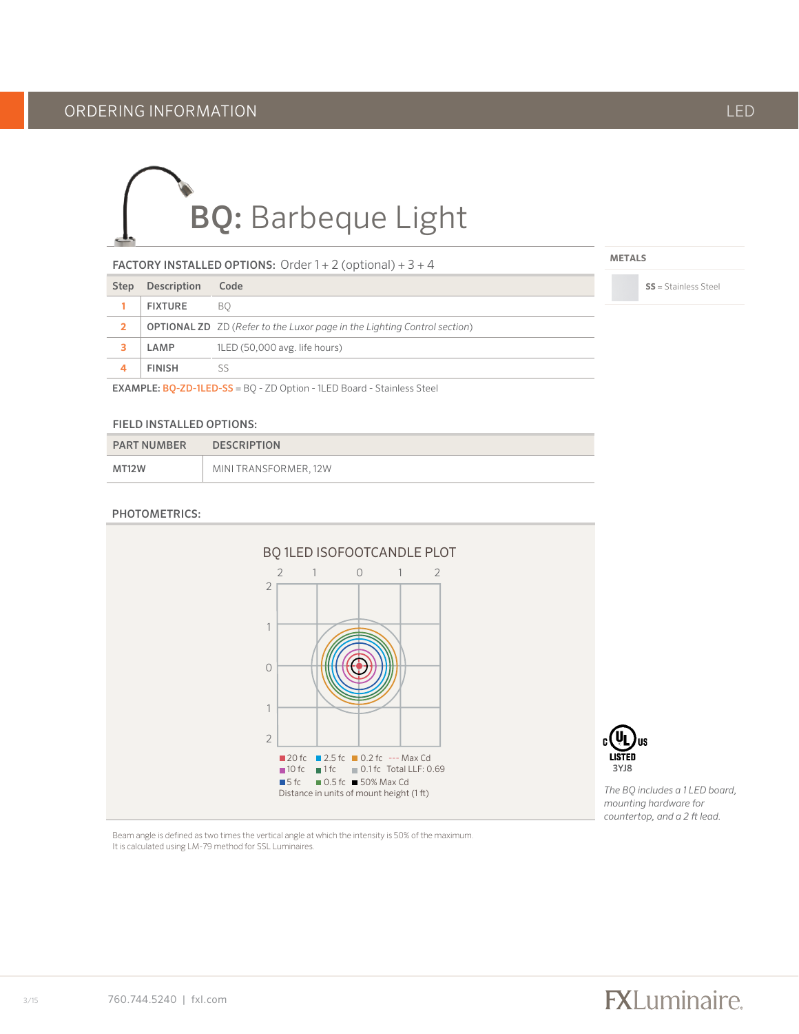# ORDERING INFORMATION

LED

## BQ: Barbeque Light

**FACTORY INSTALLED OPTIONS:** Order 1 + 2 (optional) + 3 + 4

| Step | Description | Code |
|---|---|---|
| 1 | **FIXTURE** | BQ |
| 2 | **OPTIONAL ZD** | ZD (*Refer to the Luxor page in the Lighting Control section*) |
| 3 | **LAMP** | 1LED (50,000 avg. life hours) |
| 4 | **FINISH** | SS |

**EXAMPLE:** BQ-ZD-1LED-SS = BQ - ZD Option - 1LED Board - Stainless Steel

**METALS**

**SS** = Stainless Steel

**FIELD INSTALLED OPTIONS:**

| PART NUMBER | DESCRIPTION |
|---|---|
| **MT12W** | MINI TRANSFORMER, 12W |

**PHOTOMETRICS:**

BQ 1LED ISOFOOTCANDLE PLOT

2 1 0 1 2

20 fc
2.5 fc
0.2 fc
--- Max Cd
10 fc
1 fc
0.1 fc
Total LLF: 0.69
5 fc
0.5 fc
50% Max Cd
Distance in units of mount height (1 ft)

Beam angle is defined as two times the vertical angle at which the intensity is 50% of the maximum. It is calculated using LM-79 method for SSL Luminaires.

c UL us LISTED 3YJ8

*The BQ includes a 1 LED board, mounting hardware for countertop, and a 2 ft lead.*

760.744.5240 | fxl.com

FXLuminaire.